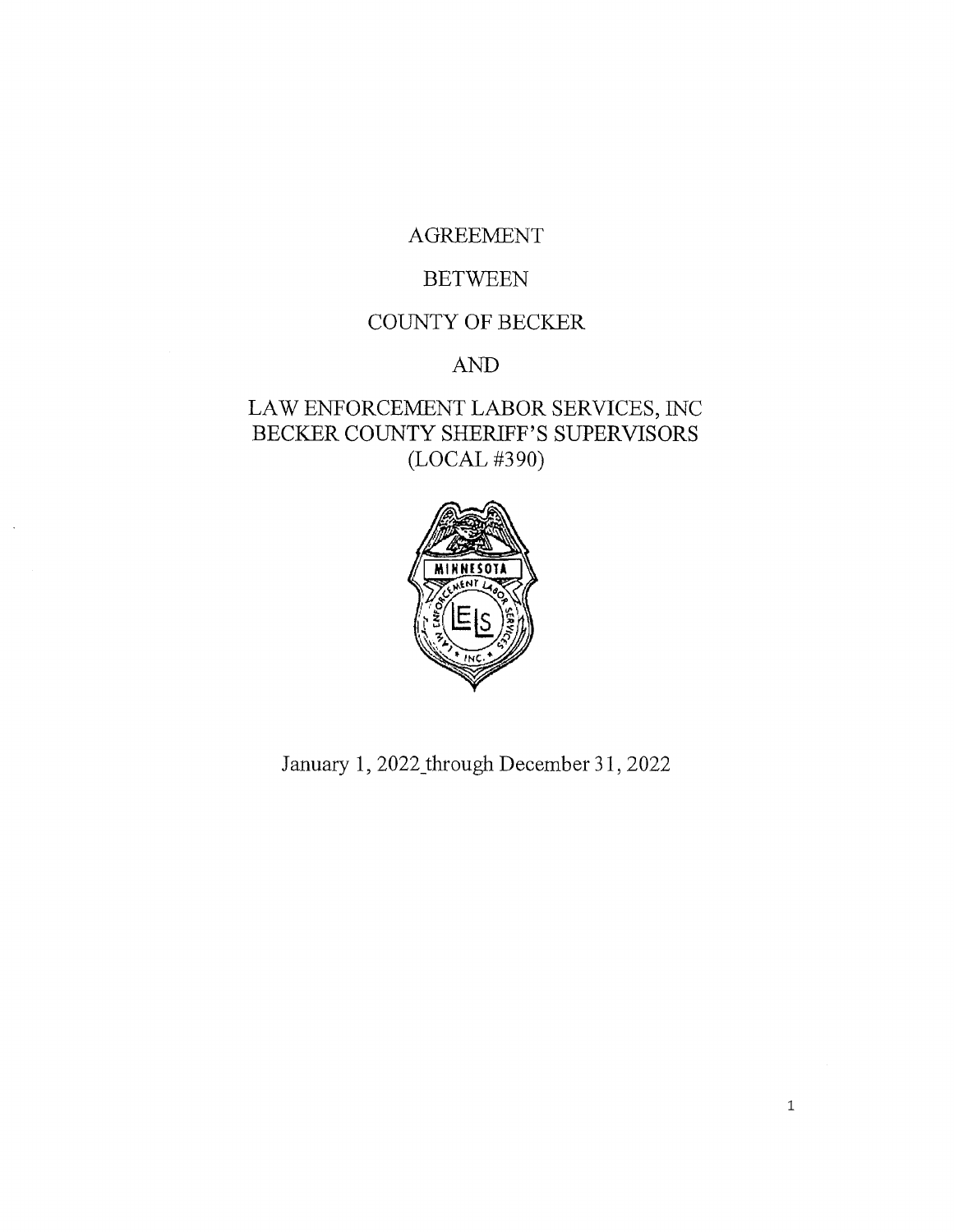AGREEMENT

BETWEEN

COUNTY OF BECKER

AND

LAW ENFORCEMENT LABOR SERVICES, INC
BECKER COUNTY SHERIFF'S SUPERVISORS
(LOCAL #390)

January 1, 2022_through December 31, 2022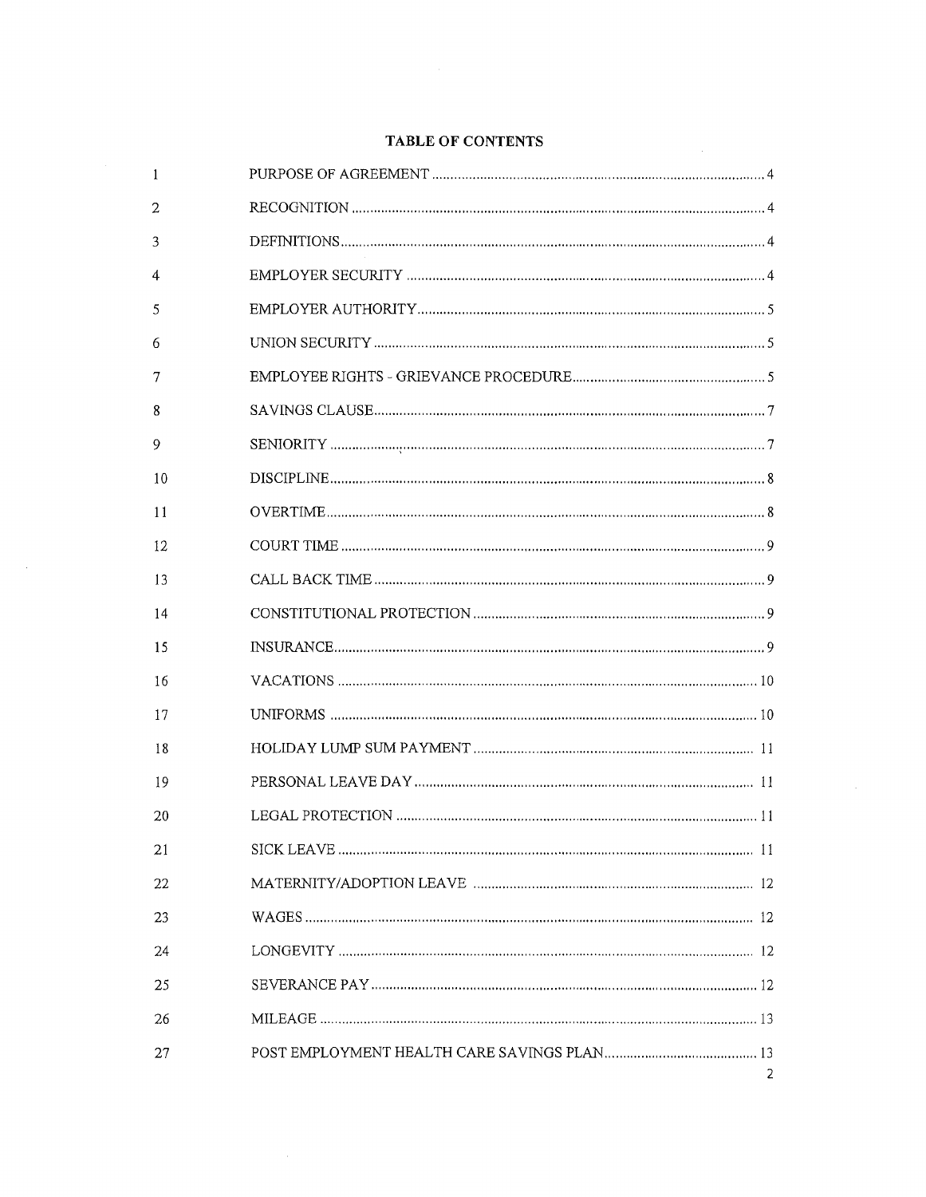## TABLE OF CONTENTS

| | | |
|---|---|---|
| 1 | PURPOSE OF AGREEMENT | 4 |
| 2 | RECOGNITION | 4 |
| 3 | DEFINITIONS | 4 |
| 4 | EMPLOYER SECURITY | 4 |
| 5 | EMPLOYER AUTHORITY | 5 |
| 6 | UNION SECURITY | 5 |
| 7 | EMPLOYEE RIGHTS - GRIEVANCE PROCEDURE | 5 |
| 8 | SAVINGS CLAUSE | 7 |
| 9 | SENIORITY | 7 |
| 10 | DISCIPLINE | 8 |
| 11 | OVERTIME | 8 |
| 12 | COURT TIME | 9 |
| 13 | CALL BACK TIME | 9 |
| 14 | CONSTITUTIONAL PROTECTION | 9 |
| 15 | INSURANCE | 9 |
| 16 | VACATIONS | 10 |
| 17 | UNIFORMS | 10 |
| 18 | HOLIDAY LUMP SUM PAYMENT | 11 |
| 19 | PERSONAL LEAVE DAY | 11 |
| 20 | LEGAL PROTECTION | 11 |
| 21 | SICK LEAVE | 11 |
| 22 | MATERNITY/ADOPTION LEAVE | 12 |
| 23 | WAGES | 12 |
| 24 | LONGEVITY | 12 |
| 25 | SEVERANCE PAY | 12 |
| 26 | MILEAGE | 13 |
| 27 | POST EMPLOYMENT HEALTH CARE SAVINGS PLAN | 13 |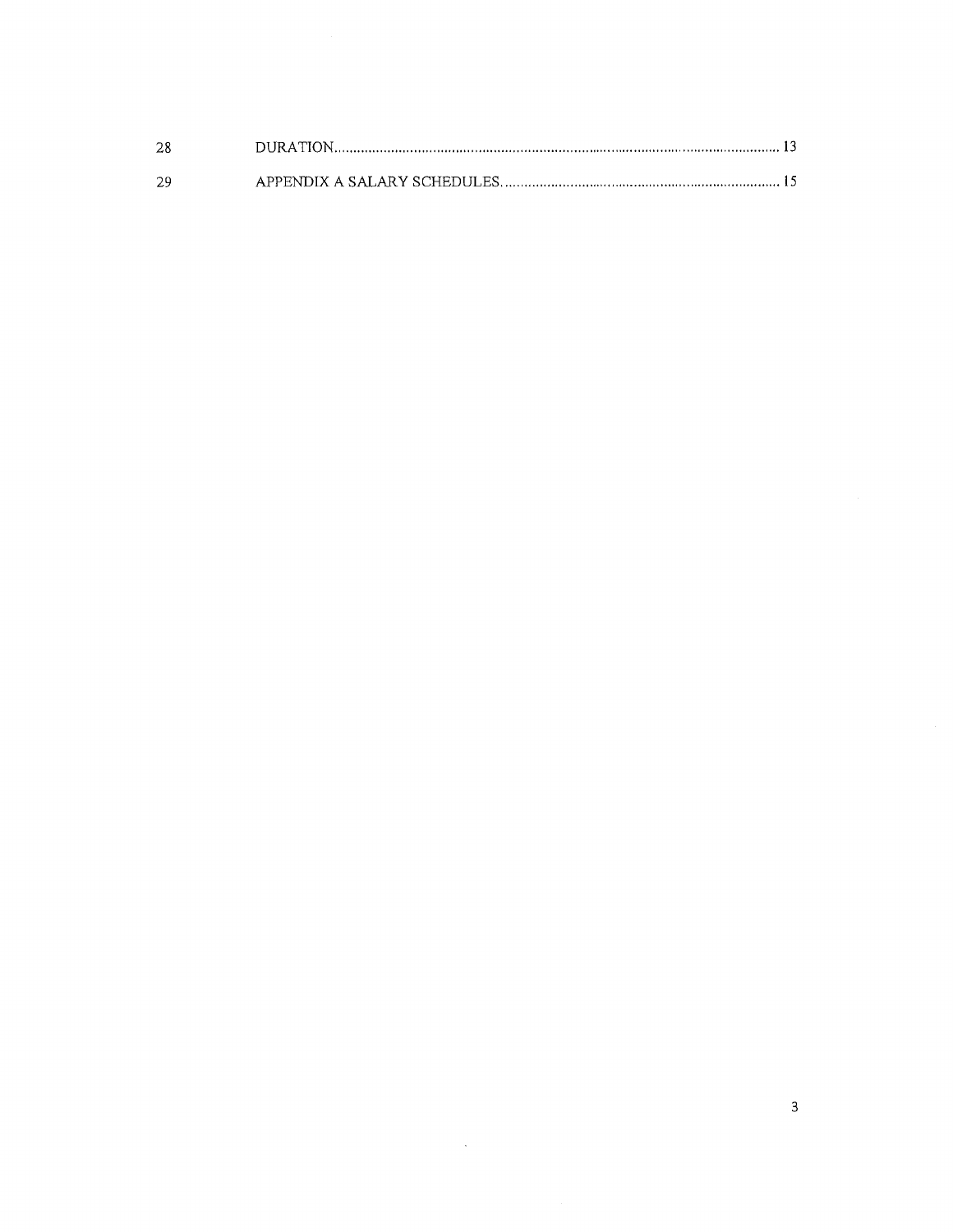| | | |
|---|---|---|
| 28 | DURATION | 13 |
| 29 | APPENDIX A SALARY SCHEDULES | 15 |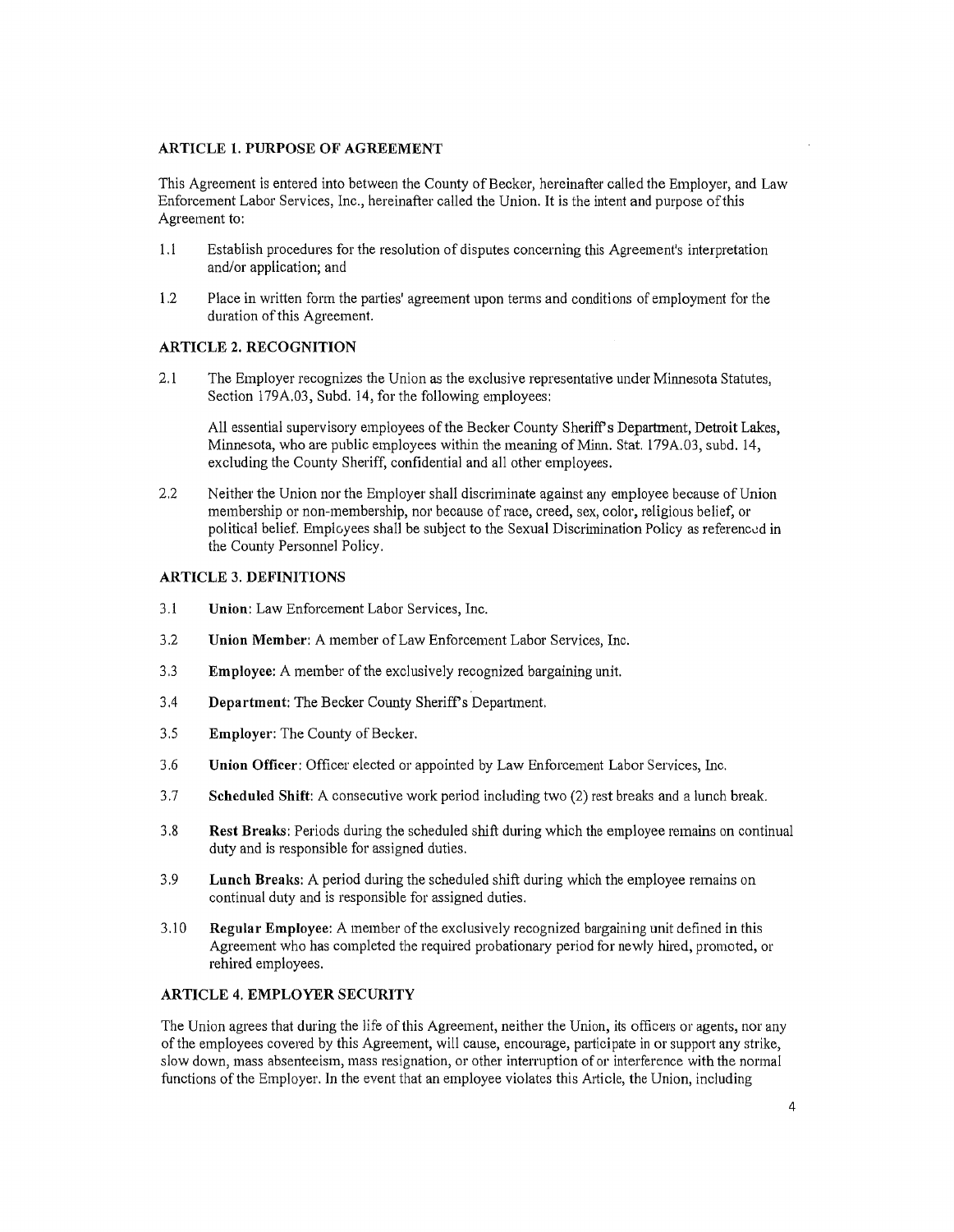### ARTICLE 1. PURPOSE OF AGREEMENT

This Agreement is entered into between the County of Becker, hereinafter called the Employer, and Law Enforcement Labor Services, Inc., hereinafter called the Union. It is the intent and purpose of this Agreement to:

1.1 Establish procedures for the resolution of disputes concerning this Agreement's interpretation and/or application; and

1.2 Place in written form the parties' agreement upon terms and conditions of employment for the duration of this Agreement.

### ARTICLE 2. RECOGNITION

2.1 The Employer recognizes the Union as the exclusive representative under Minnesota Statutes, Section 179A.03, Subd. 14, for the following employees:

All essential supervisory employees of the Becker County Sheriff's Department, Detroit Lakes, Minnesota, who are public employees within the meaning of Minn. Stat. 179A.03, subd. 14, excluding the County Sheriff, confidential and all other employees.

2.2 Neither the Union nor the Employer shall discriminate against any employee because of Union membership or non-membership, nor because of race, creed, sex, color, religious belief, or political belief. Employees shall be subject to the Sexual Discrimination Policy as referenced in the County Personnel Policy.

### ARTICLE 3. DEFINITIONS

3.1 **Union**: Law Enforcement Labor Services, Inc.

3.2 **Union Member**: A member of Law Enforcement Labor Services, Inc.

3.3 **Employee**: A member of the exclusively recognized bargaining unit.

3.4 **Department**: The Becker County Sheriff's Department.

3.5 **Employer**: The County of Becker.

3.6 **Union Officer**: Officer elected or appointed by Law Enforcement Labor Services, Inc.

3.7 **Scheduled Shift**: A consecutive work period including two (2) rest breaks and a lunch break.

3.8 **Rest Breaks**: Periods during the scheduled shift during which the employee remains on continual duty and is responsible for assigned duties.

3.9 **Lunch Breaks**: A period during the scheduled shift during which the employee remains on continual duty and is responsible for assigned duties.

3.10 **Regular Employee**: A member of the exclusively recognized bargaining unit defined in this Agreement who has completed the required probationary period for newly hired, promoted, or rehired employees.

### ARTICLE 4. EMPLOYER SECURITY

The Union agrees that during the life of this Agreement, neither the Union, its officers or agents, nor any of the employees covered by this Agreement, will cause, encourage, participate in or support any strike, slow down, mass absenteeism, mass resignation, or other interruption of or interference with the normal functions of the Employer. In the event that an employee violates this Article, the Union, including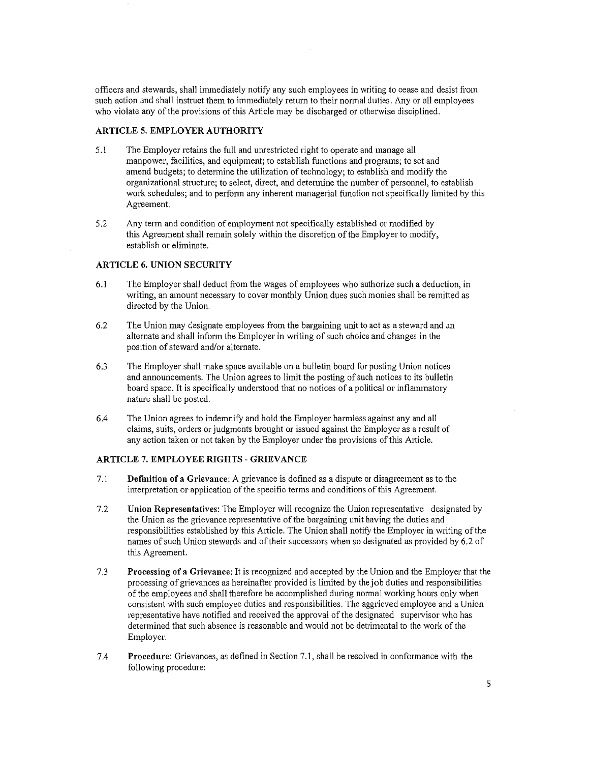officers and stewards, shall immediately notify any such employees in writing to cease and desist from such action and shall instruct them to immediately return to their normal duties. Any or all employees who violate any of the provisions of this Article may be discharged or otherwise disciplined.

### ARTICLE 5. EMPLOYER AUTHORITY

5.1 The Employer retains the full and unrestricted right to operate and manage all manpower, facilities, and equipment; to establish functions and programs; to set and amend budgets; to determine the utilization of technology; to establish and modify the organizational structure; to select, direct, and determine the number of personnel, to establish work schedules; and to perform any inherent managerial function not specifically limited by this Agreement.

5.2 Any term and condition of employment not specifically established or modified by this Agreement shall remain solely within the discretion of the Employer to modify, establish or eliminate.

### ARTICLE 6. UNION SECURITY

6.1 The Employer shall deduct from the wages of employees who authorize such a deduction, in writing, an amount necessary to cover monthly Union dues such monies shall be remitted as directed by the Union.

6.2 The Union may designate employees from the bargaining unit to act as a steward and an alternate and shall inform the Employer in writing of such choice and changes in the position of steward and/or alternate.

6.3 The Employer shall make space available on a bulletin board for posting Union notices and announcements. The Union agrees to limit the posting of such notices to its bulletin board space. It is specifically understood that no notices of a political or inflammatory nature shall be posted.

6.4 The Union agrees to indemnify and hold the Employer harmless against any and all claims, suits, orders or judgments brought or issued against the Employer as a result of any action taken or not taken by the Employer under the provisions of this Article.

### ARTICLE 7. EMPLOYEE RIGHTS - GRIEVANCE

7.1 **Definition of a Grievance**: A grievance is defined as a dispute or disagreement as to the interpretation or application of the specific terms and conditions of this Agreement.

7.2 **Union Representatives**: The Employer will recognize the Union representative designated by the Union as the grievance representative of the bargaining unit having the duties and responsibilities established by this Article. The Union shall notify the Employer in writing of the names of such Union stewards and of their successors when so designated as provided by 6.2 of this Agreement.

7.3 **Processing of a Grievance**: It is recognized and accepted by the Union and the Employer that the processing of grievances as hereinafter provided is limited by the job duties and responsibilities of the employees and shall therefore be accomplished during normal working hours only when consistent with such employee duties and responsibilities. The aggrieved employee and a Union representative have notified and received the approval of the designated supervisor who has determined that such absence is reasonable and would not be detrimental to the work of the Employer.

7.4 **Procedure**: Grievances, as defined in Section 7.1, shall be resolved in conformance with the following procedure: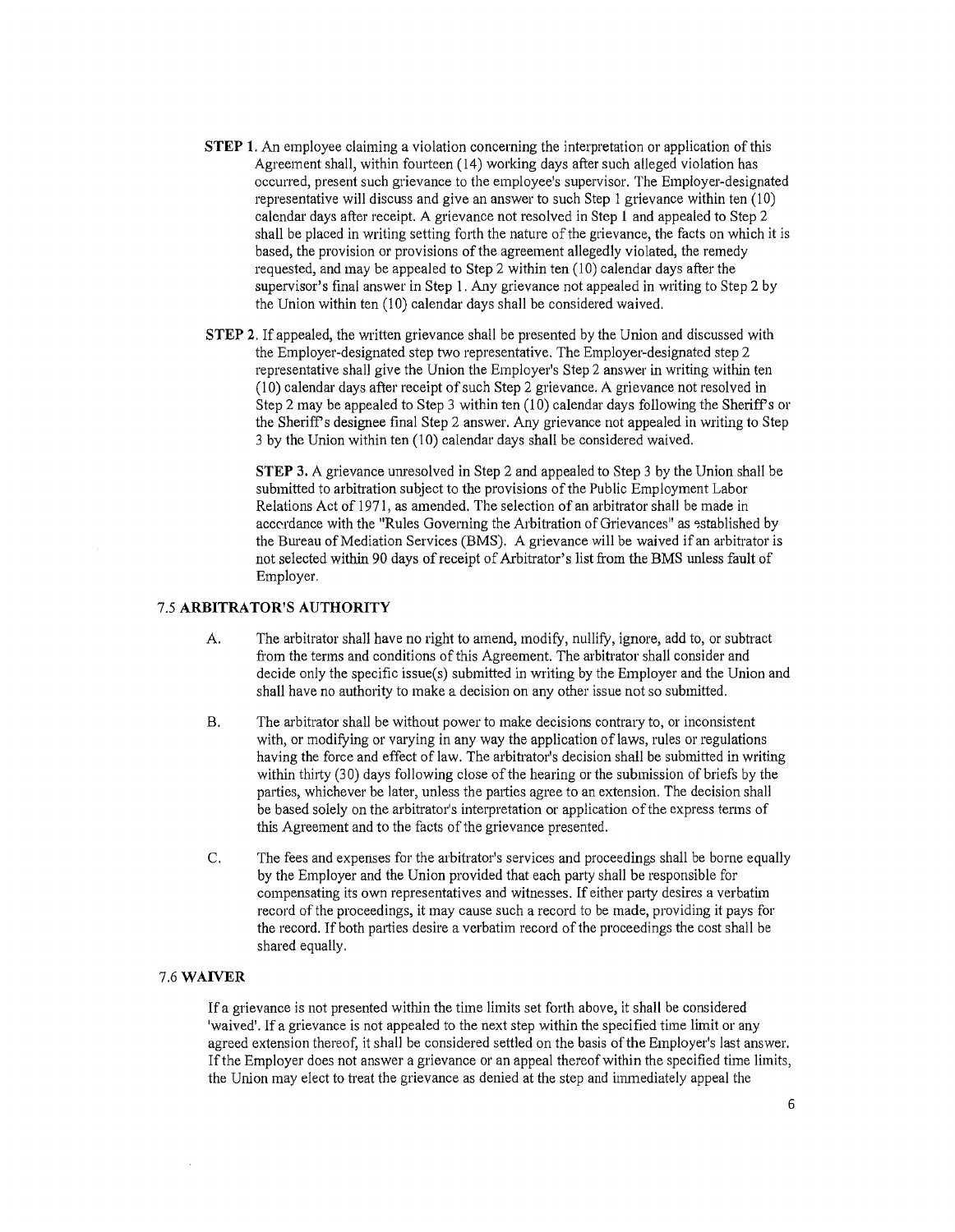**STEP 1.** An employee claiming a violation concerning the interpretation or application of this Agreement shall, within fourteen (14) working days after such alleged violation has occurred, present such grievance to the employee's supervisor. The Employer-designated representative will discuss and give an answer to such Step 1 grievance within ten (10) calendar days after receipt. A grievance not resolved in Step 1 and appealed to Step 2 shall be placed in writing setting forth the nature of the grievance, the facts on which it is based, the provision or provisions of the agreement allegedly violated, the remedy requested, and may be appealed to Step 2 within ten (10) calendar days after the supervisor's final answer in Step 1. Any grievance not appealed in writing to Step 2 by the Union within ten (10) calendar days shall be considered waived.

**STEP 2.** If appealed, the written grievance shall be presented by the Union and discussed with the Employer-designated step two representative. The Employer-designated step 2 representative shall give the Union the Employer's Step 2 answer in writing within ten (10) calendar days after receipt of such Step 2 grievance. A grievance not resolved in Step 2 may be appealed to Step 3 within ten (10) calendar days following the Sheriff's or the Sheriff's designee final Step 2 answer. Any grievance not appealed in writing to Step 3 by the Union within ten (10) calendar days shall be considered waived.

**STEP 3.** A grievance unresolved in Step 2 and appealed to Step 3 by the Union shall be submitted to arbitration subject to the provisions of the Public Employment Labor Relations Act of 1971, as amended. The selection of an arbitrator shall be made in accordance with the "Rules Governing the Arbitration of Grievances" as established by the Bureau of Mediation Services (BMS). A grievance will be waived if an arbitrator is not selected within 90 days of receipt of Arbitrator's list from the BMS unless fault of Employer.

### 7.5 ARBITRATOR'S AUTHORITY

A. The arbitrator shall have no right to amend, modify, nullify, ignore, add to, or subtract from the terms and conditions of this Agreement. The arbitrator shall consider and decide only the specific issue(s) submitted in writing by the Employer and the Union and shall have no authority to make a decision on any other issue not so submitted.

B. The arbitrator shall be without power to make decisions contrary to, or inconsistent with, or modifying or varying in any way the application of laws, rules or regulations having the force and effect of law. The arbitrator's decision shall be submitted in writing within thirty (30) days following close of the hearing or the submission of briefs by the parties, whichever be later, unless the parties agree to an extension. The decision shall be based solely on the arbitrator's interpretation or application of the express terms of this Agreement and to the facts of the grievance presented.

C. The fees and expenses for the arbitrator's services and proceedings shall be borne equally by the Employer and the Union provided that each party shall be responsible for compensating its own representatives and witnesses. If either party desires a verbatim record of the proceedings, it may cause such a record to be made, providing it pays for the record. If both parties desire a verbatim record of the proceedings the cost shall be shared equally.

### 7.6 WAIVER

If a grievance is not presented within the time limits set forth above, it shall be considered 'waived'. If a grievance is not appealed to the next step within the specified time limit or any agreed extension thereof, it shall be considered settled on the basis of the Employer's last answer. If the Employer does not answer a grievance or an appeal thereof within the specified time limits, the Union may elect to treat the grievance as denied at the step and immediately appeal the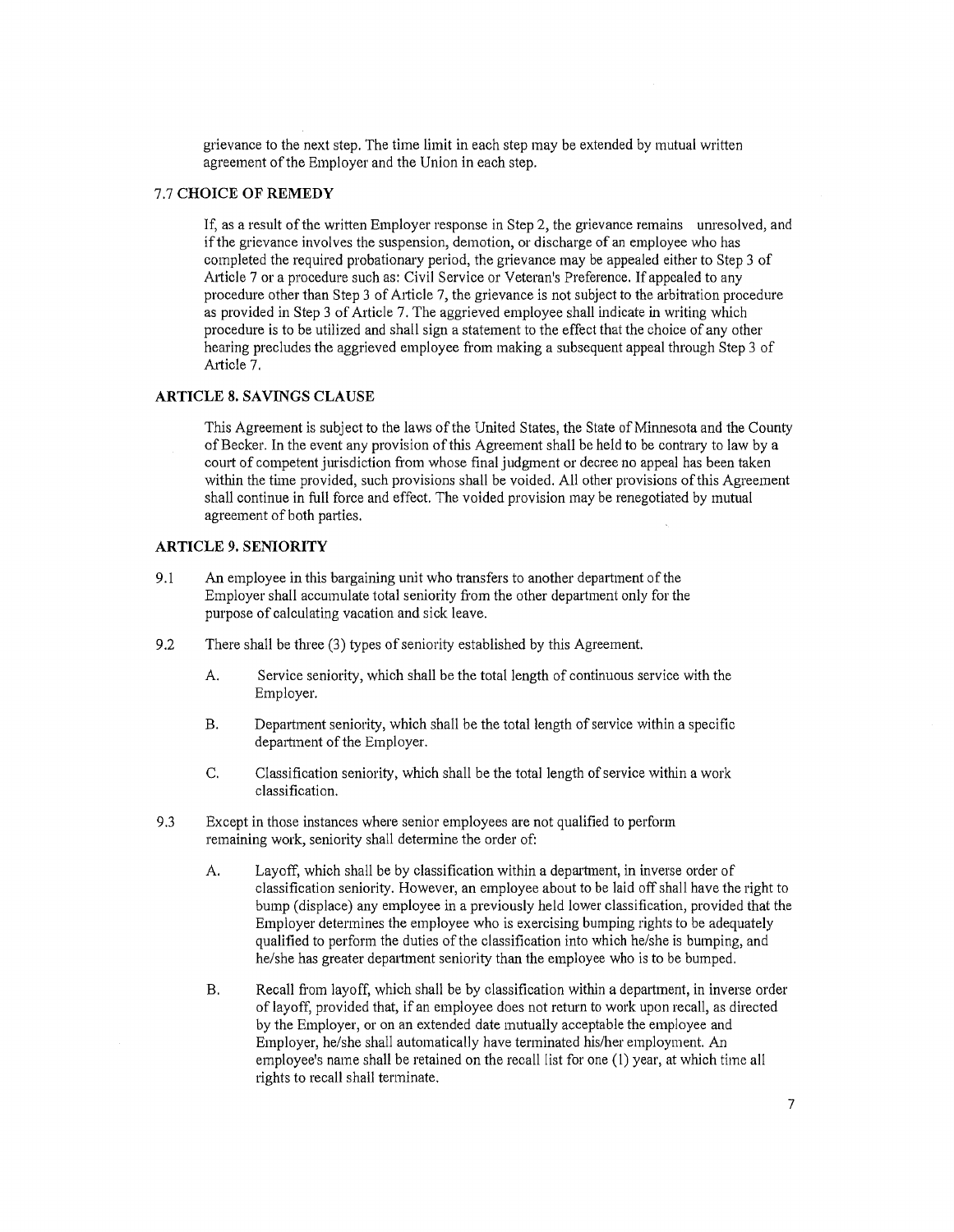grievance to the next step. The time limit in each step may be extended by mutual written agreement of the Employer and the Union in each step.

### 7.7 CHOICE OF REMEDY

If, as a result of the written Employer response in Step 2, the grievance remains unresolved, and if the grievance involves the suspension, demotion, or discharge of an employee who has completed the required probationary period, the grievance may be appealed either to Step 3 of Article 7 or a procedure such as: Civil Service or Veteran's Preference. If appealed to any procedure other than Step 3 of Article 7, the grievance is not subject to the arbitration procedure as provided in Step 3 of Article 7. The aggrieved employee shall indicate in writing which procedure is to be utilized and shall sign a statement to the effect that the choice of any other hearing precludes the aggrieved employee from making a subsequent appeal through Step 3 of Article 7.

## ARTICLE 8. SAVINGS CLAUSE

This Agreement is subject to the laws of the United States, the State of Minnesota and the County of Becker. In the event any provision of this Agreement shall be held to be contrary to law by a court of competent jurisdiction from whose final judgment or decree no appeal has been taken within the time provided, such provisions shall be voided. All other provisions of this Agreement shall continue in full force and effect. The voided provision may be renegotiated by mutual agreement of both parties.

## ARTICLE 9. SENIORITY

9.1 An employee in this bargaining unit who transfers to another department of the Employer shall accumulate total seniority from the other department only for the purpose of calculating vacation and sick leave.

9.2 There shall be three (3) types of seniority established by this Agreement.

A. Service seniority, which shall be the total length of continuous service with the Employer.

B. Department seniority, which shall be the total length of service within a specific department of the Employer.

C. Classification seniority, which shall be the total length of service within a work classification.

9.3 Except in those instances where senior employees are not qualified to perform remaining work, seniority shall determine the order of:

A. Layoff, which shall be by classification within a department, in inverse order of classification seniority. However, an employee about to be laid off shall have the right to bump (displace) any employee in a previously held lower classification, provided that the Employer determines the employee who is exercising bumping rights to be adequately qualified to perform the duties of the classification into which he/she is bumping, and he/she has greater department seniority than the employee who is to be bumped.

B. Recall from layoff, which shall be by classification within a department, in inverse order of layoff, provided that, if an employee does not return to work upon recall, as directed by the Employer, or on an extended date mutually acceptable the employee and Employer, he/she shall automatically have terminated his/her employment. An employee's name shall be retained on the recall list for one (1) year, at which time all rights to recall shall terminate.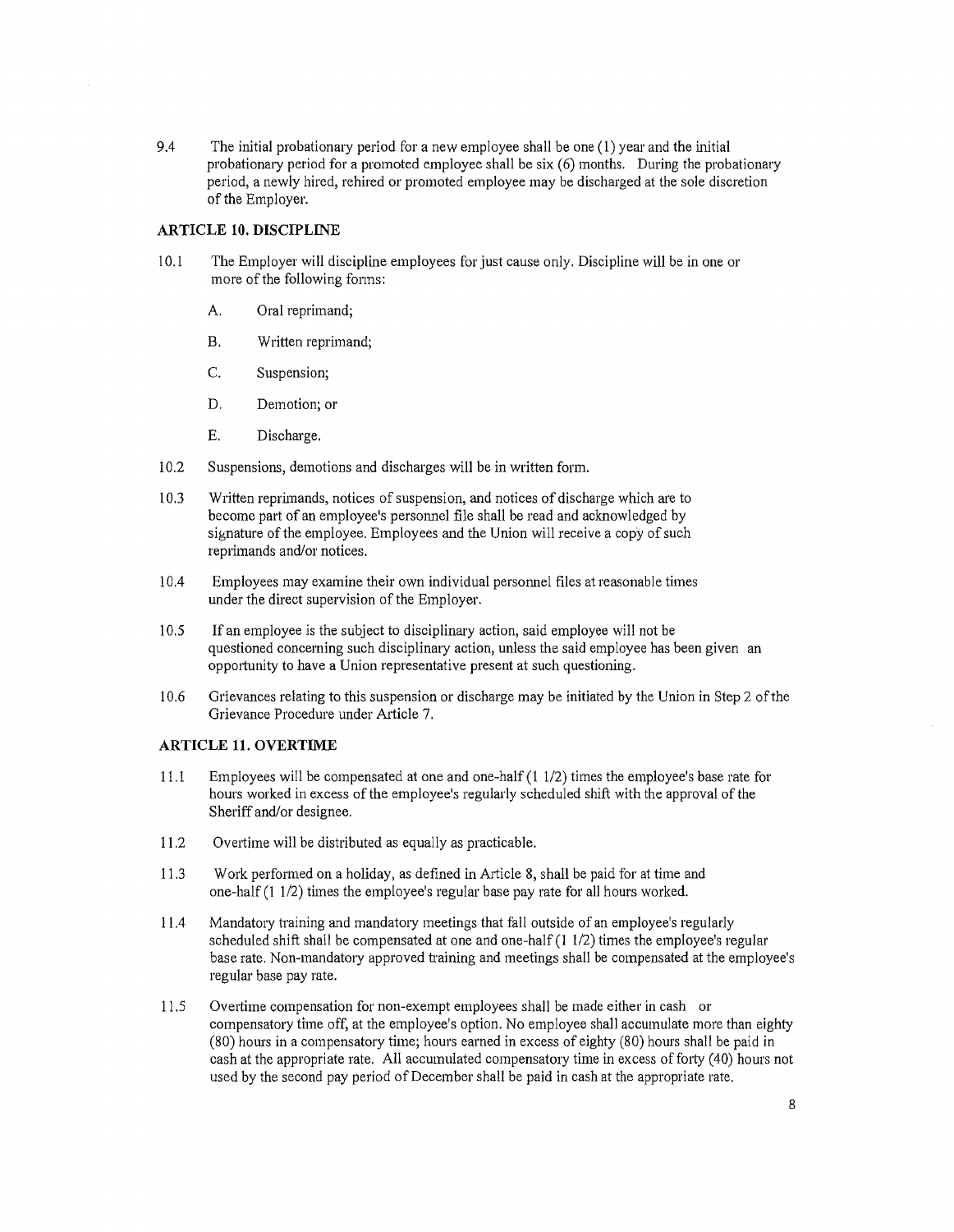9.4 The initial probationary period for a new employee shall be one (1) year and the initial probationary period for a promoted employee shall be six (6) months. During the probationary period, a newly hired, rehired or promoted employee may be discharged at the sole discretion of the Employer.

## ARTICLE 10. DISCIPLINE

10.1 The Employer will discipline employees for just cause only. Discipline will be in one or more of the following forms:

A. Oral reprimand;

B. Written reprimand;

C. Suspension;

D. Demotion; or

E. Discharge.

10.2 Suspensions, demotions and discharges will be in written form.

10.3 Written reprimands, notices of suspension, and notices of discharge which are to become part of an employee's personnel file shall be read and acknowledged by signature of the employee. Employees and the Union will receive a copy of such reprimands and/or notices.

10.4 Employees may examine their own individual personnel files at reasonable times under the direct supervision of the Employer.

10.5 If an employee is the subject to disciplinary action, said employee will not be questioned concerning such disciplinary action, unless the said employee has been given an opportunity to have a Union representative present at such questioning.

10.6 Grievances relating to this suspension or discharge may be initiated by the Union in Step 2 of the Grievance Procedure under Article 7.

## ARTICLE 11. OVERTIME

11.1 Employees will be compensated at one and one-half (1 1/2) times the employee's base rate for hours worked in excess of the employee's regularly scheduled shift with the approval of the Sheriff and/or designee.

11.2 Overtime will be distributed as equally as practicable.

11.3 Work performed on a holiday, as defined in Article 8, shall be paid for at time and one-half (1 1/2) times the employee's regular base pay rate for all hours worked.

11.4 Mandatory training and mandatory meetings that fall outside of an employee's regularly scheduled shift shall be compensated at one and one-half (1 1/2) times the employee's regular base rate. Non-mandatory approved training and meetings shall be compensated at the employee's regular base pay rate.

11.5 Overtime compensation for non-exempt employees shall be made either in cash or compensatory time off, at the employee's option. No employee shall accumulate more than eighty (80) hours in a compensatory time; hours earned in excess of eighty (80) hours shall be paid in cash at the appropriate rate. All accumulated compensatory time in excess of forty (40) hours not used by the second pay period of December shall be paid in cash at the appropriate rate.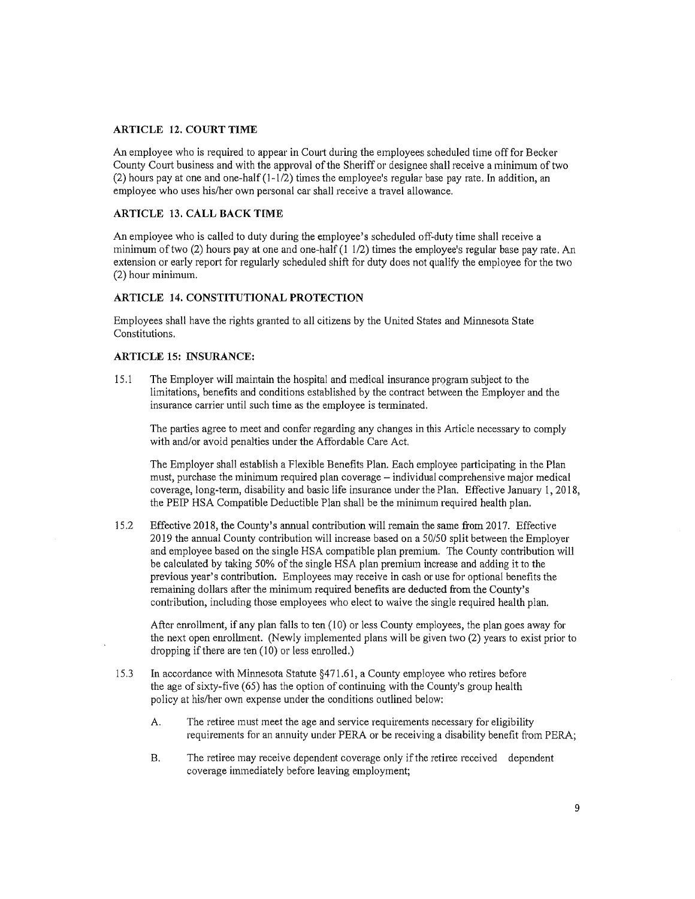### ARTICLE 12. COURT TIME

An employee who is required to appear in Court during the employees scheduled time off for Becker County Court business and with the approval of the Sheriff or designee shall receive a minimum of two (2) hours pay at one and one-half (1-1/2) times the employee's regular base pay rate. In addition, an employee who uses his/her own personal car shall receive a travel allowance.

### ARTICLE 13. CALL BACK TIME

An employee who is called to duty during the employee's scheduled off-duty time shall receive a minimum of two (2) hours pay at one and one-half (1 1/2) times the employee's regular base pay rate. An extension or early report for regularly scheduled shift for duty does not qualify the employee for the two (2) hour minimum.

### ARTICLE 14. CONSTITUTIONAL PROTECTION

Employees shall have the rights granted to all citizens by the United States and Minnesota State Constitutions.

### ARTICLE 15: INSURANCE:

15.1 The Employer will maintain the hospital and medical insurance program subject to the limitations, benefits and conditions established by the contract between the Employer and the insurance carrier until such time as the employee is terminated.

The parties agree to meet and confer regarding any changes in this Article necessary to comply with and/or avoid penalties under the Affordable Care Act.

The Employer shall establish a Flexible Benefits Plan. Each employee participating in the Plan must, purchase the minimum required plan coverage – individual comprehensive major medical coverage, long-term, disability and basic life insurance under the Plan. Effective January 1, 2018, the PEIP HSA Compatible Deductible Plan shall be the minimum required health plan.

15.2 Effective 2018, the County's annual contribution will remain the same from 2017. Effective 2019 the annual County contribution will increase based on a 50/50 split between the Employer and employee based on the single HSA compatible plan premium. The County contribution will be calculated by taking 50% of the single HSA plan premium increase and adding it to the previous year's contribution. Employees may receive in cash or use for optional benefits the remaining dollars after the minimum required benefits are deducted from the County's contribution, including those employees who elect to waive the single required health plan.

After enrollment, if any plan falls to ten (10) or less County employees, the plan goes away for the next open enrollment. (Newly implemented plans will be given two (2) years to exist prior to dropping if there are ten (10) or less enrolled.)

15.3 In accordance with Minnesota Statute §471.61, a County employee who retires before the age of sixty-five (65) has the option of continuing with the County's group health policy at his/her own expense under the conditions outlined below:

A. The retiree must meet the age and service requirements necessary for eligibility requirements for an annuity under PERA or be receiving a disability benefit from PERA;

B. The retiree may receive dependent coverage only if the retiree received dependent coverage immediately before leaving employment;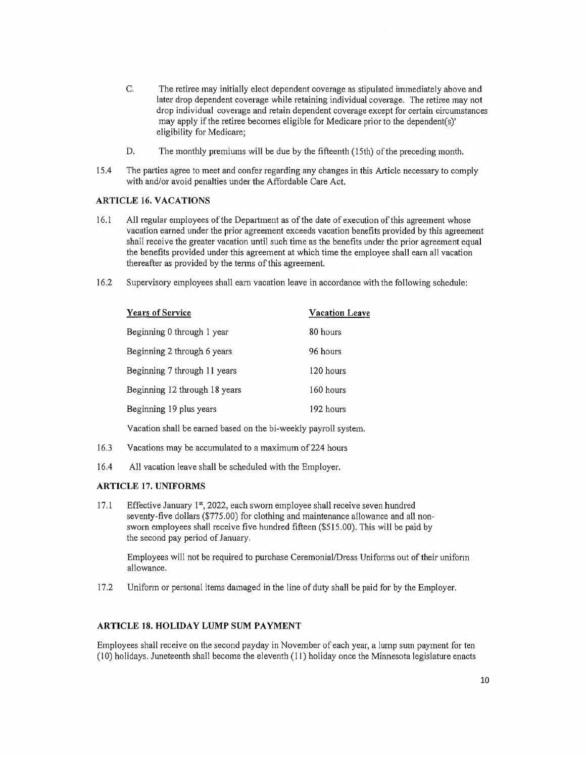C. The retiree may initially elect dependent coverage as stipulated immediately above and later drop dependent coverage while retaining individual coverage. The retiree may not drop individual coverage and retain dependent coverage except for certain circumstances may apply if the retiree becomes eligible for Medicare prior to the dependent(s)' eligibility for Medicare;

D. The monthly premiums will be due by the fifteenth (15th) of the preceding month.

15.4 The parties agree to meet and confer regarding any changes in this Article necessary to comply with and/or avoid penalties under the Affordable Care Act.

### ARTICLE 16. VACATIONS

16.1 All regular employees of the Department as of the date of execution of this agreement whose vacation earned under the prior agreement exceeds vacation benefits provided by this agreement shall receive the greater vacation until such time as the benefits under the prior agreement equal the benefits provided under this agreement at which time the employee shall earn all vacation thereafter as provided by the terms of this agreement.

16.2 Supervisory employees shall earn vacation leave in accordance with the following schedule:

| Years of Service | Vacation Leave |
|---|---|
| Beginning 0 through 1 year | 80 hours |
| Beginning 2 through 6 years | 96 hours |
| Beginning 7 through 11 years | 120 hours |
| Beginning 12 through 18 years | 160 hours |
| Beginning 19 plus years | 192 hours |

Vacation shall be earned based on the bi-weekly payroll system.

16.3 Vacations may be accumulated to a maximum of 224 hours

16.4 All vacation leave shall be scheduled with the Employer.

### ARTICLE 17. UNIFORMS

17.1 Effective January 1st, 2022, each sworn employee shall receive seven hundred seventy-five dollars ($775.00) for clothing and maintenance allowance and all non-sworn employees shall receive five hundred fifteen ($515.00). This will be paid by the second pay period of January.

Employees will not be required to purchase Ceremonial/Dress Uniforms out of their uniform allowance.

17.2 Uniform or personal items damaged in the line of duty shall be paid for by the Employer.

### ARTICLE 18. HOLIDAY LUMP SUM PAYMENT

Employees shall receive on the second payday in November of each year, a lump sum payment for ten (10) holidays. Juneteenth shall become the eleventh (11) holiday once the Minnesota legislature enacts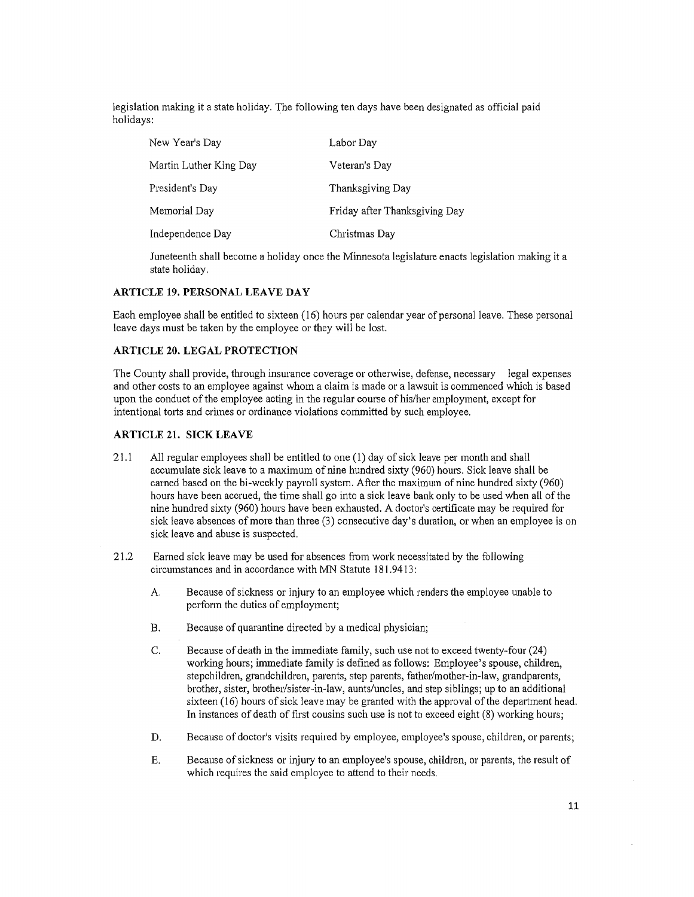legislation making it a state holiday. The following ten days have been designated as official paid holidays:

| | |
|---|---|
| New Year's Day | Labor Day |
| Martin Luther King Day | Veteran's Day |
| President's Day | Thanksgiving Day |
| Memorial Day | Friday after Thanksgiving Day |
| Independence Day | Christmas Day |

Juneteenth shall become a holiday once the Minnesota legislature enacts legislation making it a state holiday.

### ARTICLE 19. PERSONAL LEAVE DAY

Each employee shall be entitled to sixteen (16) hours per calendar year of personal leave. These personal leave days must be taken by the employee or they will be lost.

### ARTICLE 20. LEGAL PROTECTION

The County shall provide, through insurance coverage or otherwise, defense, necessary legal expenses and other costs to an employee against whom a claim is made or a lawsuit is commenced which is based upon the conduct of the employee acting in the regular course of his/her employment, except for intentional torts and crimes or ordinance violations committed by such employee.

### ARTICLE 21. SICK LEAVE

21.1 All regular employees shall be entitled to one (1) day of sick leave per month and shall accumulate sick leave to a maximum of nine hundred sixty (960) hours. Sick leave shall be earned based on the bi-weekly payroll system. After the maximum of nine hundred sixty (960) hours have been accrued, the time shall go into a sick leave bank only to be used when all of the nine hundred sixty (960) hours have been exhausted. A doctor's certificate may be required for sick leave absences of more than three (3) consecutive day's duration, or when an employee is on sick leave and abuse is suspected.

21.2 Earned sick leave may be used for absences from work necessitated by the following circumstances and in accordance with MN Statute 181.9413:

A. Because of sickness or injury to an employee which renders the employee unable to perform the duties of employment;

B. Because of quarantine directed by a medical physician;

C. Because of death in the immediate family, such use not to exceed twenty-four (24) working hours; immediate family is defined as follows: Employee's spouse, children, stepchildren, grandchildren, parents, step parents, father/mother-in-law, grandparents, brother, sister, brother/sister-in-law, aunts/uncles, and step siblings; up to an additional sixteen (16) hours of sick leave may be granted with the approval of the department head. In instances of death of first cousins such use is not to exceed eight (8) working hours;

D. Because of doctor's visits required by employee, employee's spouse, children, or parents;

E. Because of sickness or injury to an employee's spouse, children, or parents, the result of which requires the said employee to attend to their needs.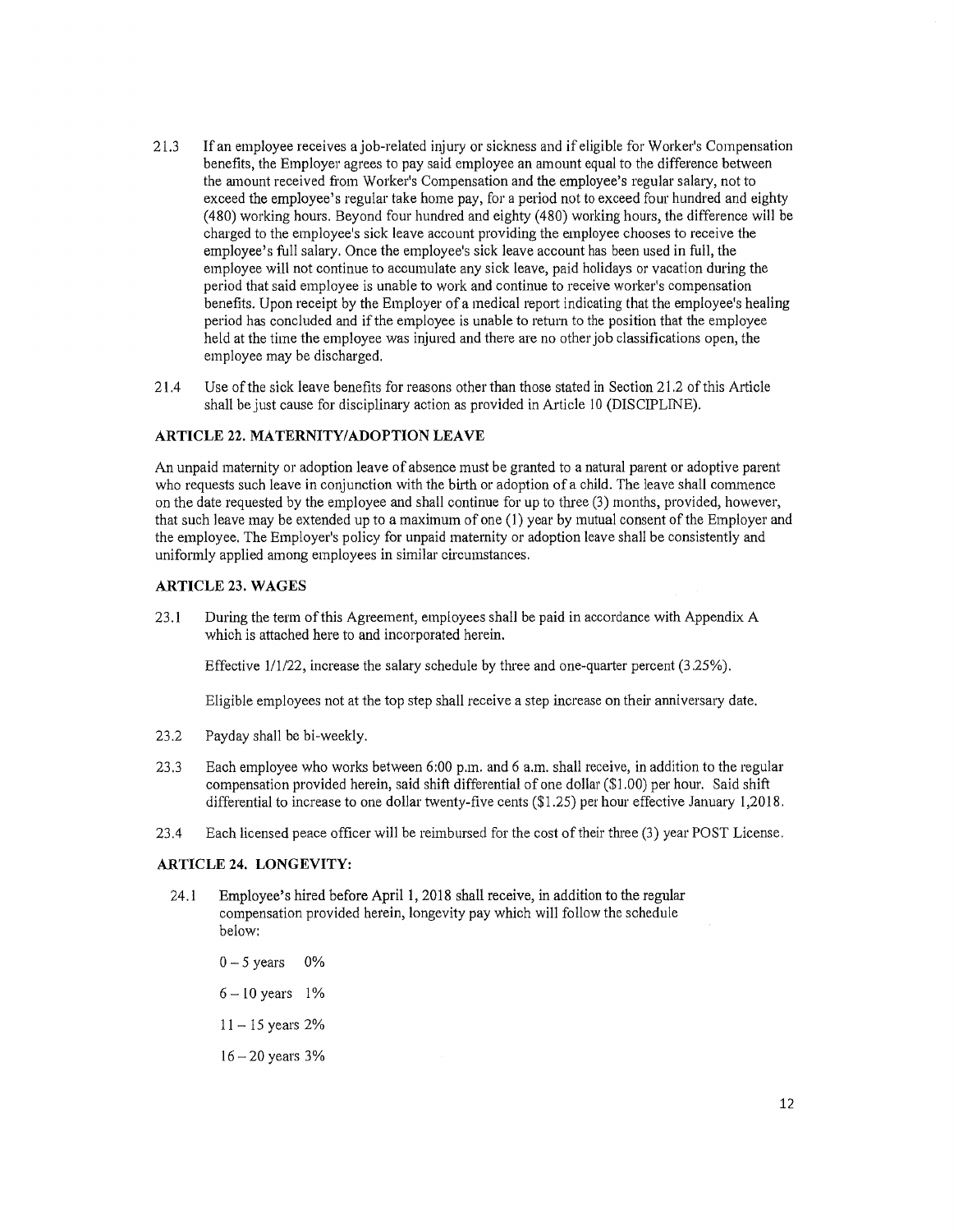21.3 If an employee receives a job-related injury or sickness and if eligible for Worker's Compensation benefits, the Employer agrees to pay said employee an amount equal to the difference between the amount received from Worker's Compensation and the employee's regular salary, not to exceed the employee's regular take home pay, for a period not to exceed four hundred and eighty (480) working hours. Beyond four hundred and eighty (480) working hours, the difference will be charged to the employee's sick leave account providing the employee chooses to receive the employee's full salary. Once the employee's sick leave account has been used in full, the employee will not continue to accumulate any sick leave, paid holidays or vacation during the period that said employee is unable to work and continue to receive worker's compensation benefits. Upon receipt by the Employer of a medical report indicating that the employee's healing period has concluded and if the employee is unable to return to the position that the employee held at the time the employee was injured and there are no other job classifications open, the employee may be discharged.

21.4 Use of the sick leave benefits for reasons other than those stated in Section 21.2 of this Article shall be just cause for disciplinary action as provided in Article 10 (DISCIPLINE).

### ARTICLE 22. MATERNITY/ADOPTION LEAVE

An unpaid maternity or adoption leave of absence must be granted to a natural parent or adoptive parent who requests such leave in conjunction with the birth or adoption of a child. The leave shall commence on the date requested by the employee and shall continue for up to three (3) months, provided, however, that such leave may be extended up to a maximum of one (1) year by mutual consent of the Employer and the employee. The Employer's policy for unpaid maternity or adoption leave shall be consistently and uniformly applied among employees in similar circumstances.

### ARTICLE 23. WAGES

23.1 During the term of this Agreement, employees shall be paid in accordance with Appendix A which is attached here to and incorporated herein.

Effective 1/1/22, increase the salary schedule by three and one-quarter percent (3.25%).

Eligible employees not at the top step shall receive a step increase on their anniversary date.

23.2 Payday shall be bi-weekly.

23.3 Each employee who works between 6:00 p.m. and 6 a.m. shall receive, in addition to the regular compensation provided herein, said shift differential of one dollar ($1.00) per hour. Said shift differential to increase to one dollar twenty-five cents ($1.25) per hour effective January 1,2018.

23.4 Each licensed peace officer will be reimbursed for the cost of their three (3) year POST License.

### ARTICLE 24. LONGEVITY:

24.1 Employee's hired before April 1, 2018 shall receive, in addition to the regular compensation provided herein, longevity pay which will follow the schedule below:

0 – 5 years 0%

6 – 10 years 1%

11 – 15 years 2%

16 – 20 years 3%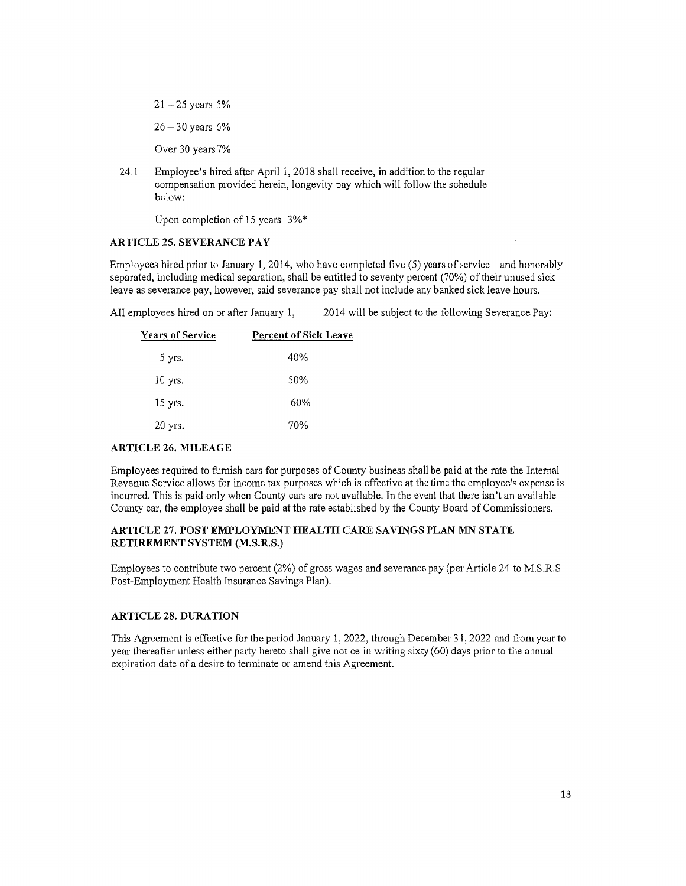21 – 25 years 5%

26 – 30 years 6%

Over 30 years 7%

24.1 Employee's hired after April 1, 2018 shall receive, in addition to the regular compensation provided herein, longevity pay which will follow the schedule below:

Upon completion of 15 years 3%*

### ARTICLE 25. SEVERANCE PAY

Employees hired prior to January 1, 2014, who have completed five (5) years of service and honorably separated, including medical separation, shall be entitled to seventy percent (70%) of their unused sick leave as severance pay, however, said severance pay shall not include any banked sick leave hours.

All employees hired on or after January 1, 2014 will be subject to the following Severance Pay:

| Years of Service | Percent of Sick Leave |
|---|---|
| 5 yrs. | 40% |
| 10 yrs. | 50% |
| 15 yrs. | 60% |
| 20 yrs. | 70% |

### ARTICLE 26. MILEAGE

Employees required to furnish cars for purposes of County business shall be paid at the rate the Internal Revenue Service allows for income tax purposes which is effective at the time the employee's expense is incurred. This is paid only when County cars are not available. In the event that there isn't an available County car, the employee shall be paid at the rate established by the County Board of Commissioners.

### ARTICLE 27. POST EMPLOYMENT HEALTH CARE SAVINGS PLAN MN STATE RETIREMENT SYSTEM (M.S.R.S.)

Employees to contribute two percent (2%) of gross wages and severance pay (per Article 24 to M.S.R.S. Post-Employment Health Insurance Savings Plan).

### ARTICLE 28. DURATION

This Agreement is effective for the period January 1, 2022, through December 31, 2022 and from year to year thereafter unless either party hereto shall give notice in writing sixty (60) days prior to the annual expiration date of a desire to terminate or amend this Agreement.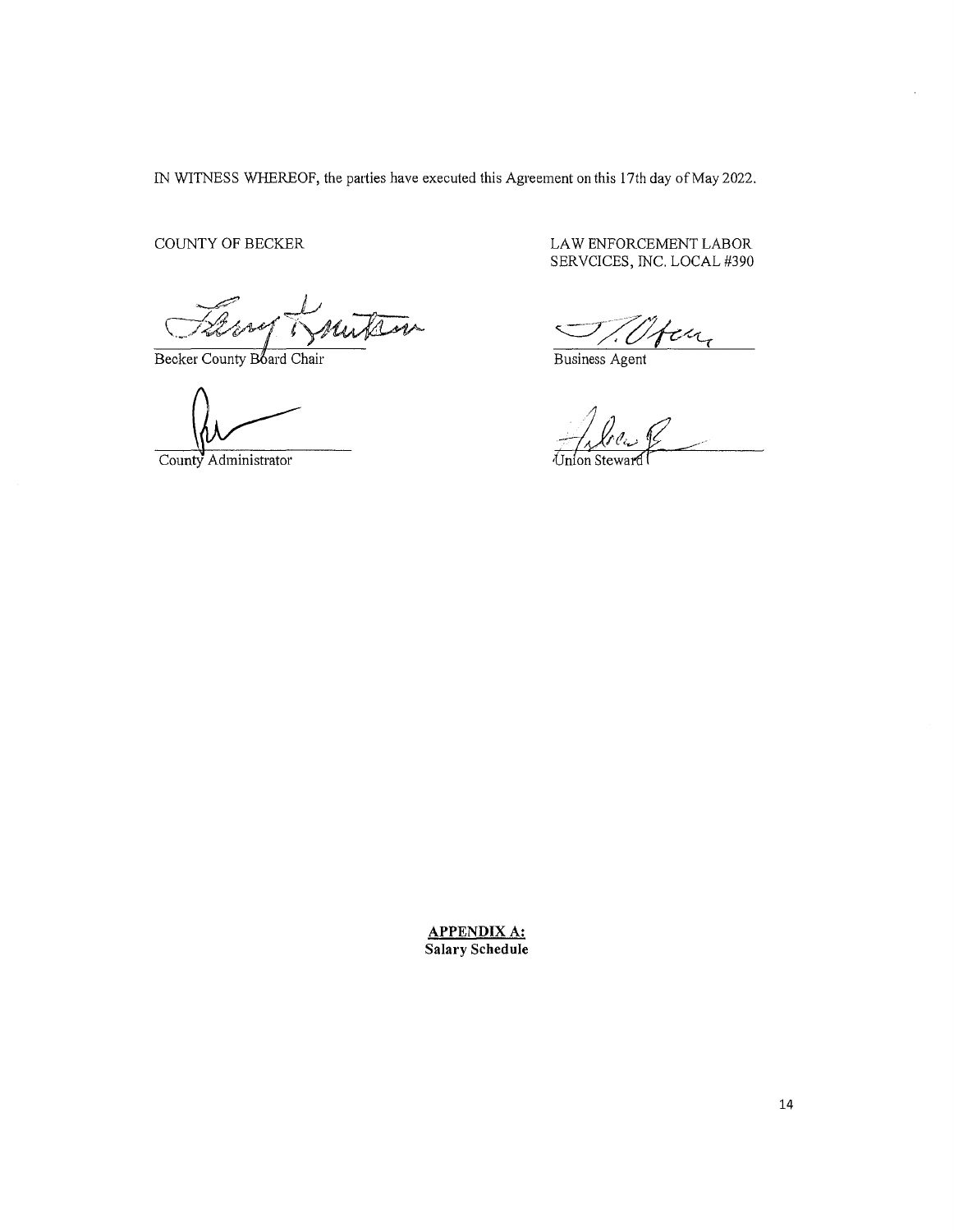IN WITNESS WHEREOF, the parties have executed this Agreement on this 17th day of May 2022.

| COUNTY OF BECKER | LAW ENFORCEMENT LABOR SERVCICES, INC. LOCAL #390 |
| --- | --- |
| Becker County Board Chair | Business Agent |
| County Administrator | Union Steward |

**APPENDIX A:**
**Salary Schedule**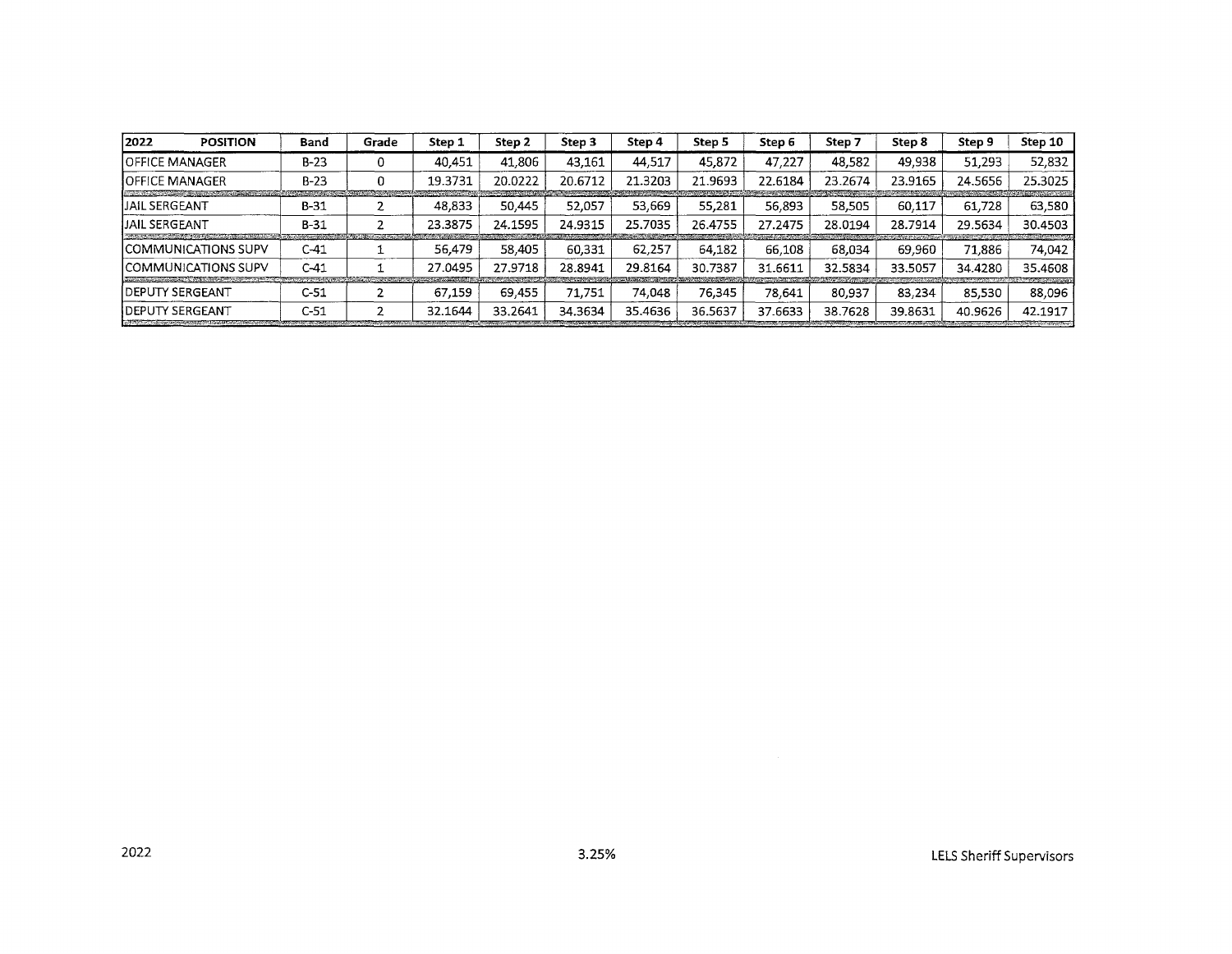| 2022 POSITION | Band | Grade | Step 1 | Step 2 | Step 3 | Step 4 | Step 5 | Step 6 | Step 7 | Step 8 | Step 9 | Step 10 |
|---|---|---|---|---|---|---|---|---|---|---|---|---|
| OFFICE MANAGER | B-23 | 0 | 40,451 | 41,806 | 43,161 | 44,517 | 45,872 | 47,227 | 48,582 | 49,938 | 51,293 | 52,832 |
| OFFICE MANAGER | B-23 | 0 | 19.3731 | 20.0222 | 20.6712 | 21.3203 | 21.9693 | 22.6184 | 23.2674 | 23.9165 | 24.5656 | 25.3025 |
| JAIL SERGEANT | B-31 | 2 | 48,833 | 50,445 | 52,057 | 53,669 | 55,281 | 56,893 | 58,505 | 60,117 | 61,728 | 63,580 |
| JAIL SERGEANT | B-31 | 2 | 23.3875 | 24.1595 | 24.9315 | 25.7035 | 26.4755 | 27.2475 | 28.0194 | 28.7914 | 29.5634 | 30.4503 |
| COMMUNICATIONS SUPV | C-41 | 1 | 56,479 | 58,405 | 60,331 | 62,257 | 64,182 | 66,108 | 68,034 | 69,960 | 71,886 | 74,042 |
| COMMUNICATIONS SUPV | C-41 | 1 | 27.0495 | 27.9718 | 28.8941 | 29.8164 | 30.7387 | 31.6611 | 32.5834 | 33.5057 | 34.4280 | 35.4608 |
| DEPUTY SERGEANT | C-51 | 2 | 67,159 | 69,455 | 71,751 | 74,048 | 76,345 | 78,641 | 80,937 | 83,234 | 85,530 | 88,096 |
| DEPUTY SERGEANT | C-51 | 2 | 32.1644 | 33.2641 | 34.3634 | 35.4636 | 36.5637 | 37.6633 | 38.7628 | 39.8631 | 40.9626 | 42.1917 |

2022 3.25% LELS Sheriff Supervisors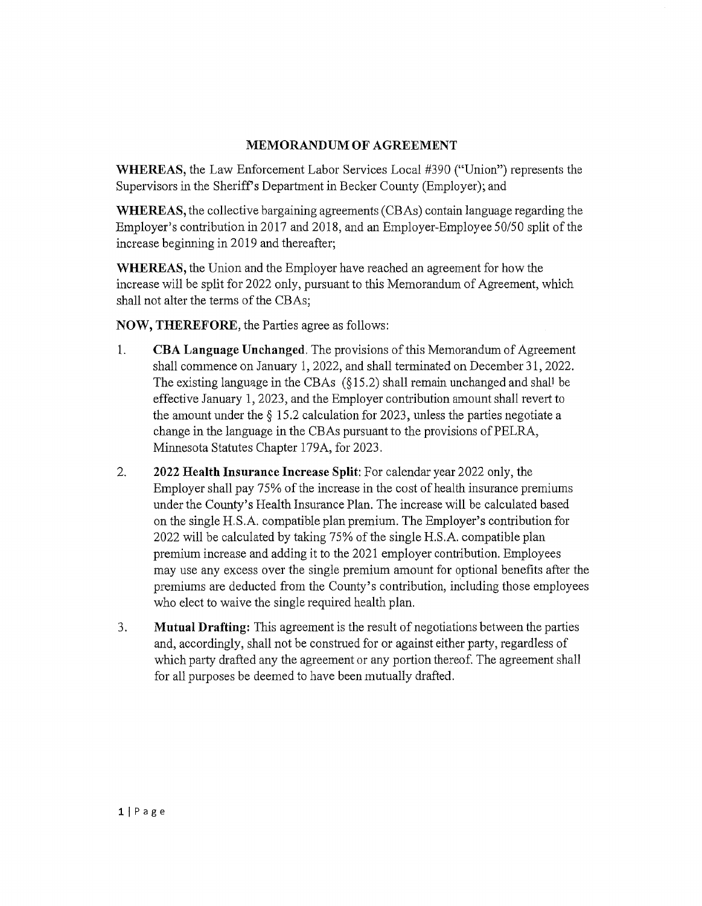# MEMORANDUM OF AGREEMENT

**WHEREAS,** the Law Enforcement Labor Services Local #390 ("Union") represents the Supervisors in the Sheriff's Department in Becker County (Employer); and

**WHEREAS,** the collective bargaining agreements (CBAs) contain language regarding the Employer's contribution in 2017 and 2018, and an Employer-Employee 50/50 split of the increase beginning in 2019 and thereafter;

**WHEREAS,** the Union and the Employer have reached an agreement for how the increase will be split for 2022 only, pursuant to this Memorandum of Agreement, which shall not alter the terms of the CBAs;

**NOW, THEREFORE,** the Parties agree as follows:

1. **CBA Language Unchanged.** The provisions of this Memorandum of Agreement shall commence on January 1, 2022, and shall terminated on December 31, 2022. The existing language in the CBAs (§15.2) shall remain unchanged and shall be effective January 1, 2023, and the Employer contribution amount shall revert to the amount under the § 15.2 calculation for 2023, unless the parties negotiate a change in the language in the CBAs pursuant to the provisions of PELRA, Minnesota Statutes Chapter 179A, for 2023.

2. **2022 Health Insurance Increase Split**: For calendar year 2022 only, the Employer shall pay 75% of the increase in the cost of health insurance premiums under the County's Health Insurance Plan. The increase will be calculated based on the single H.S.A. compatible plan premium. The Employer's contribution for 2022 will be calculated by taking 75% of the single H.S.A. compatible plan premium increase and adding it to the 2021 employer contribution. Employees may use any excess over the single premium amount for optional benefits after the premiums are deducted from the County's contribution, including those employees who elect to waive the single required health plan.

3. **Mutual Drafting:** This agreement is the result of negotiations between the parties and, accordingly, shall not be construed for or against either party, regardless of which party drafted any the agreement or any portion thereof. The agreement shall for all purposes be deemed to have been mutually drafted.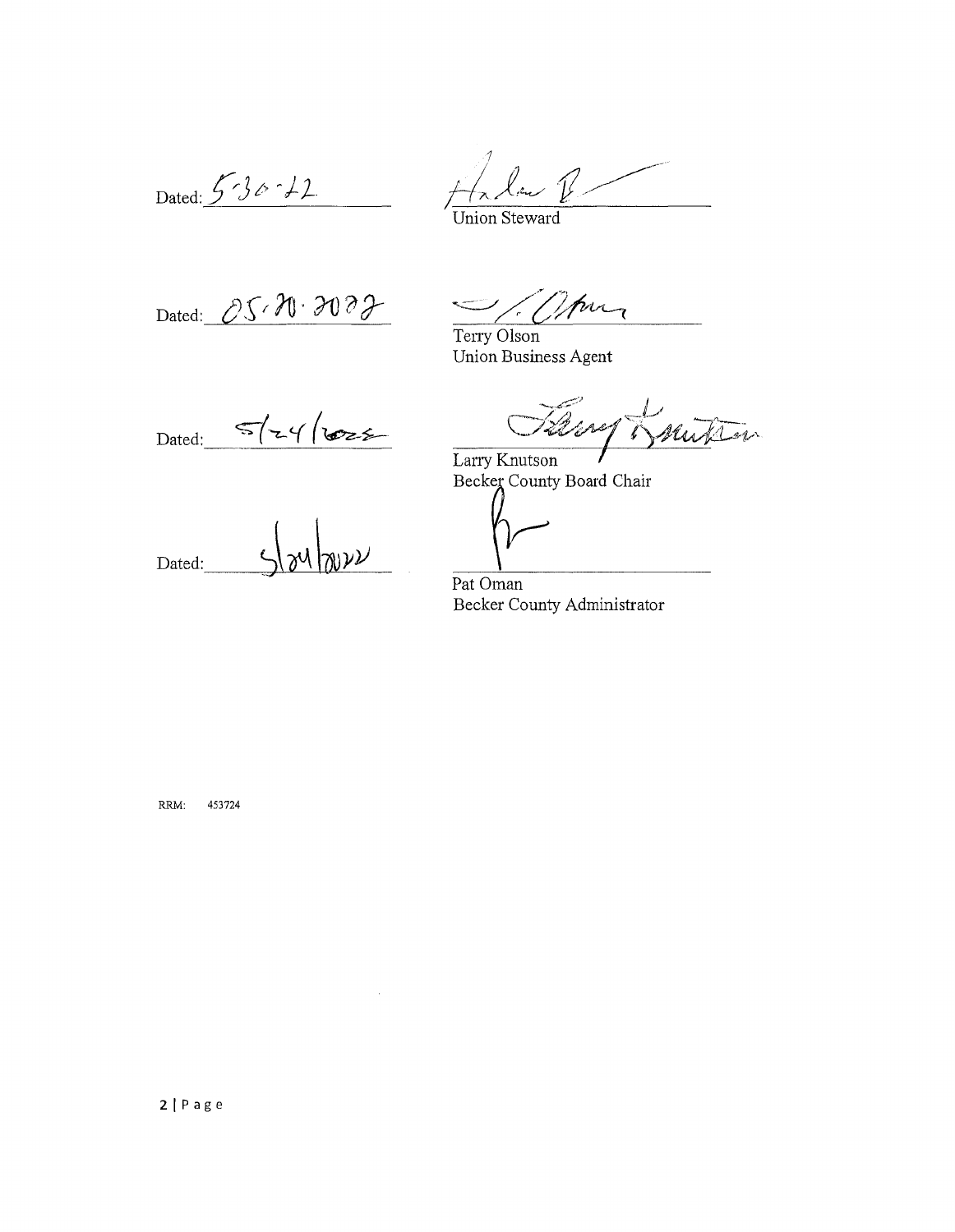Dated: 5-30-22 ____________________ Union Steward

Dated: 05.20.2022 ____________________ Terry Olson
Union Business Agent

Dated: 5/24/2022 ____________________ Larry Knutson
Becker County Board Chair

Dated: 5/24/2022 ____________________ Pat Oman
Becker County Administrator

RRM: 453724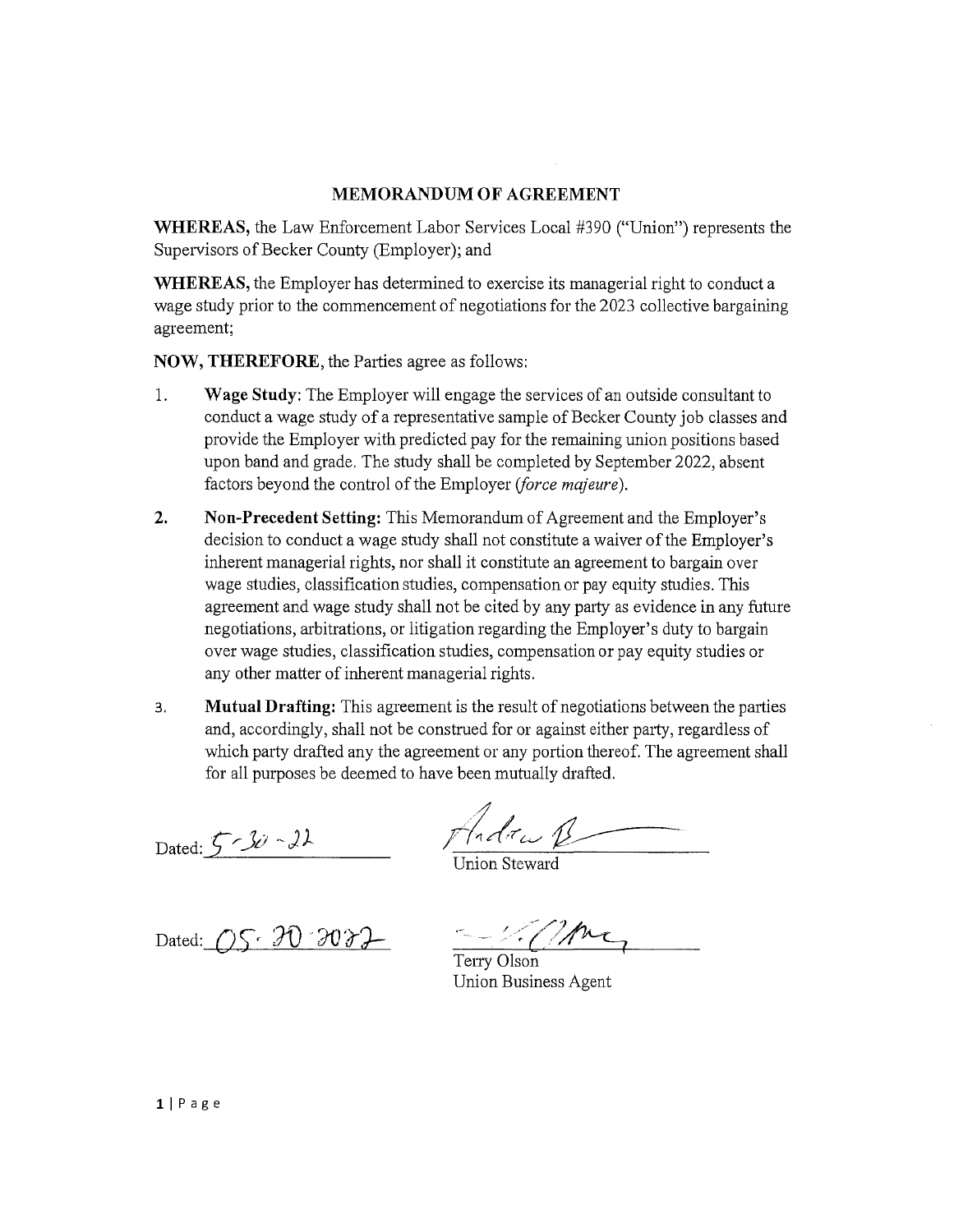# MEMORANDUM OF AGREEMENT

**WHEREAS,** the Law Enforcement Labor Services Local #390 ("Union") represents the Supervisors of Becker County (Employer); and

**WHEREAS,** the Employer has determined to exercise its managerial right to conduct a wage study prior to the commencement of negotiations for the 2023 collective bargaining agreement;

**NOW, THEREFORE,** the Parties agree as follows:

1. **Wage Study:** The Employer will engage the services of an outside consultant to conduct a wage study of a representative sample of Becker County job classes and provide the Employer with predicted pay for the remaining union positions based upon band and grade. The study shall be completed by September 2022, absent factors beyond the control of the Employer (*force majeure*).

2. **Non-Precedent Setting:** This Memorandum of Agreement and the Employer's decision to conduct a wage study shall not constitute a waiver of the Employer's inherent managerial rights, nor shall it constitute an agreement to bargain over wage studies, classification studies, compensation or pay equity studies. This agreement and wage study shall not be cited by any party as evidence in any future negotiations, arbitrations, or litigation regarding the Employer's duty to bargain over wage studies, classification studies, compensation or pay equity studies or any other matter of inherent managerial rights.

3. **Mutual Drafting:** This agreement is the result of negotiations between the parties and, accordingly, shall not be construed for or against either party, regardless of which party drafted any the agreement or any portion thereof. The agreement shall for all purposes be deemed to have been mutually drafted.

Dated: 5-30-22

Union Steward

Dated: 05-30-2022

Terry Olson
Union Business Agent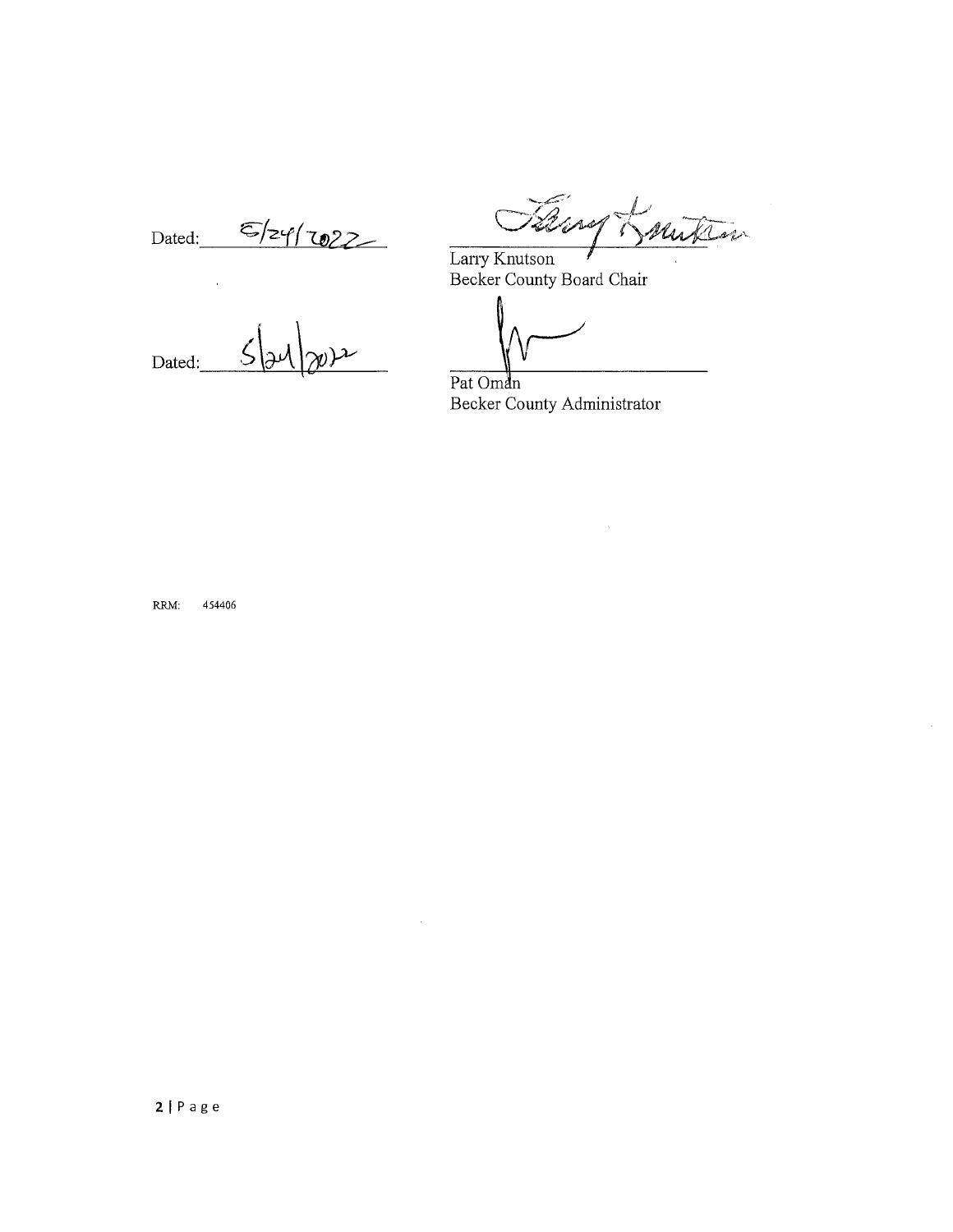Dated: 5/24/2022

Larry Knutson
Becker County Board Chair

Dated: 5/24/2022

Pat Oman
Becker County Administrator

RRM: 454406